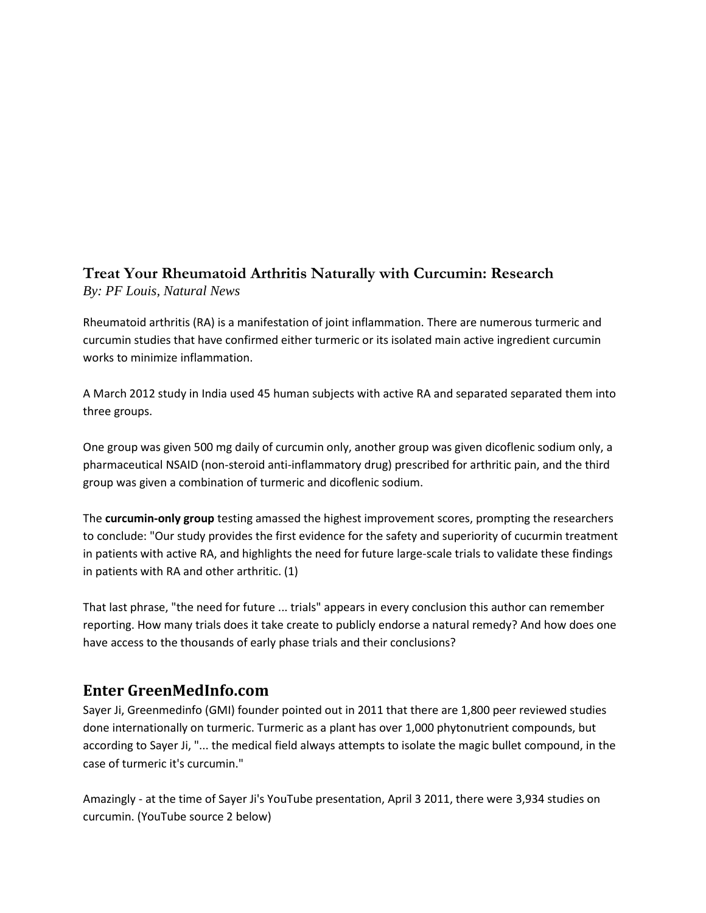# Treat Your Rheumatoid Arthritis Naturally with Curcumin: Research

*By: PF Louis, Natural News*

Rheumatoid arthritis (RA) is a manifestation of joint inflammation. There are numerous turmeric and curcumin studies that have confirmed either turmeric or its isolated main active ingredient curcumin works to minimize inflammation.

A March 2012 study in India used 45 human subjects with active RA and separated separated them into three groups.

One group was given 500 mg daily of curcumin only, another group was given dicoflenic sodium only, a pharmaceutical NSAID (non-steroid anti-inflammatory drug) prescribed for arthritic pain, and the third group was given a combination of turmeric and dicoflenic sodium.

The **curcumin-only group** testing amassed the highest improvement scores, prompting the researchers to conclude: "Our study provides the first evidence for the safety and superiority of cucurmin treatment in patients with active RA, and highlights the need for future large-scale trials to validate these findings in patients with RA and other arthritic. (1)

That last phrase, "the need for future ... trials" appears in every conclusion this author can remember reporting. How many trials does it take create to publicly endorse a natural remedy? And how does one have access to the thousands of early phase trials and their conclusions?

## Enter GreenMedInfo.com

Sayer Ji, Greenmedinfo (GMI) founder pointed out in 2011 that there are 1,800 peer reviewed studies done internationally on turmeric. Turmeric as a plant has over 1,000 phytonutrient compounds, but according to Sayer Ji, "... the medical field always attempts to isolate the magic bullet compound, in the case of turmeric it's curcumin."

Amazingly - at the time of Sayer Ji's YouTube presentation, April 3 2011, there were 3,934 studies on curcumin. (YouTube source 2 below)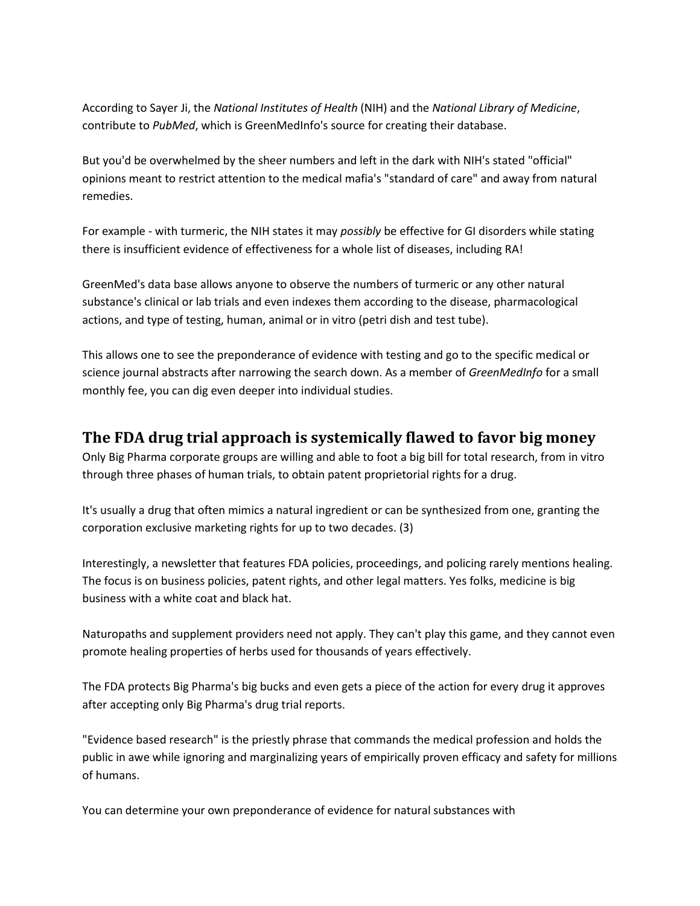According to Sayer Ji, the *National Institutes of Health* (NIH) and the *National Library of Medicine*, contribute to *PubMed*, which is GreenMedInfo's source for creating their database.

But you'd be overwhelmed by the sheer numbers and left in the dark with NIH's stated "official" opinions meant to restrict attention to the medical mafia's "standard of care" and away from natural remedies.

For example - with turmeric, the NIH states it may *possibly* be effective for GI disorders while stating there is insufficient evidence of effectiveness for a whole list of diseases, including RA!

GreenMed's data base allows anyone to observe the numbers of turmeric or any other natural substance's clinical or lab trials and even indexes them according to the disease, pharmacological actions, and type of testing, human, animal or in vitro (petri dish and test tube).

This allows one to see the preponderance of evidence with testing and go to the specific medical or science journal abstracts after narrowing the search down. As a member of *GreenMedInfo* for a small monthly fee, you can dig even deeper into individual studies.

## The FDA drug trial approach is systemically flawed to favor big money

Only Big Pharma corporate groups are willing and able to foot a big bill for total research, from in vitro through three phases of human trials, to obtain patent proprietorial rights for a drug.

It's usually a drug that often mimics a natural ingredient or can be synthesized from one, granting the corporation exclusive marketing rights for up to two decades. (3)

Interestingly, a newsletter that features FDA policies, proceedings, and policing rarely mentions healing. The focus is on business policies, patent rights, and other legal matters. Yes folks, medicine is big business with a white coat and black hat.

Naturopaths and supplement providers need not apply. They can't play this game, and they cannot even promote healing properties of herbs used for thousands of years effectively.

The FDA protects Big Pharma's big bucks and even gets a piece of the action for every drug it approves after accepting only Big Pharma's drug trial reports.

"Evidence based research" is the priestly phrase that commands the medical profession and holds the public in awe while ignoring and marginalizing years of empirically proven efficacy and safety for millions of humans.

You can determine your own preponderance of evidence for natural substances with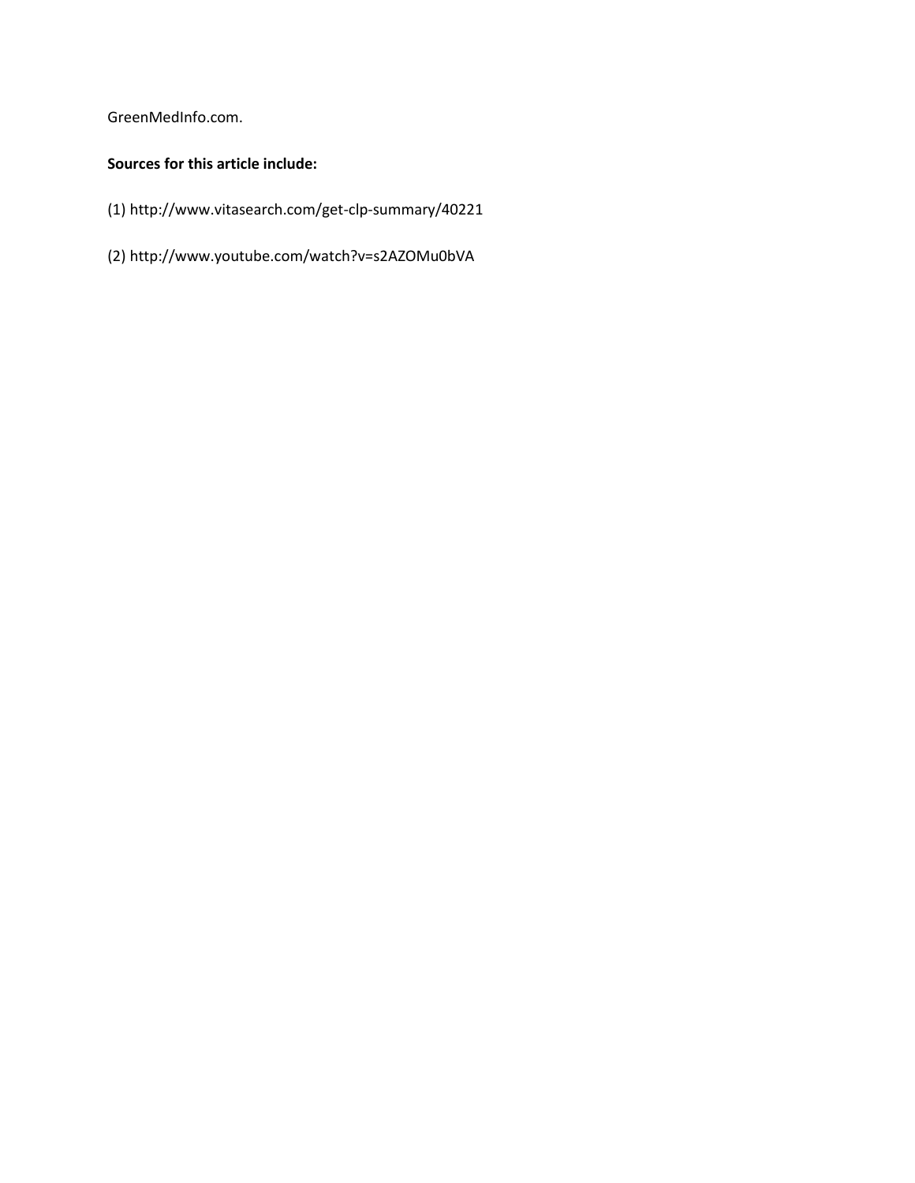GreenMedInfo.com.

**Sources for this article include:**

(1) http://www.vitasearch.com/get-clp-summary/40221

(2) http://www.youtube.com/watch?v=s2AZOMu0bVA